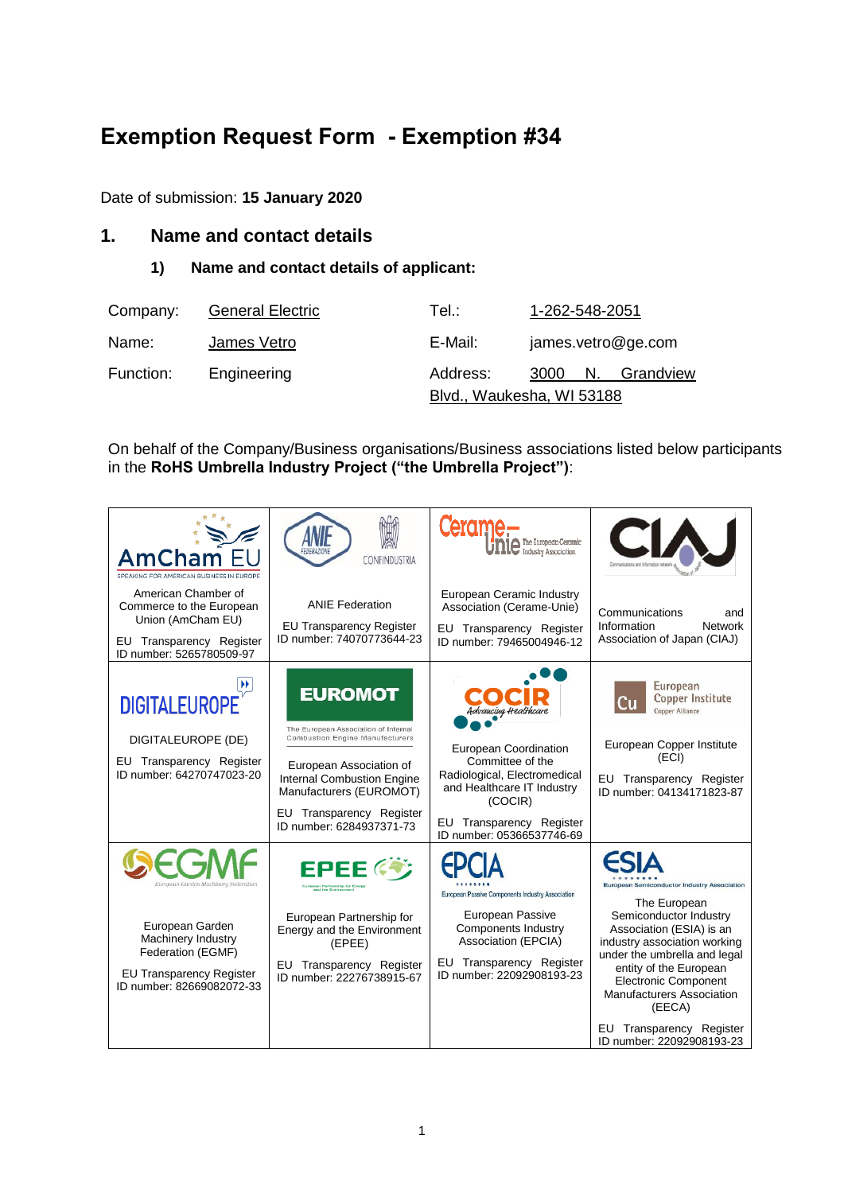# Exemption Request Form - Exemption #34

Date of submission: **15 January 2020**

## 1. Name and contact details

### 1) Name and contact details of applicant:

| | | | |
|---|---|---|---|
| Company: | General Electric | Tel.: | 1-262-548-2051 |
| Name: | James Vetro | E-Mail: | james.vetro@ge.com |
| Function: | Engineering | Address: | 3000 N. Grandview Blvd., Waukesha, WI 53188 |

On behalf of the Company/Business organisations/Business associations listed below participants in the **RoHS Umbrella Industry Project ("the Umbrella Project")**:

| | | | |
|---|---|---|---|
| American Chamber of Commerce to the European Union (AmCham EU)<br>EU Transparency Register ID number: 5265780509-97 | ANIE Federation<br>EU Transparency Register ID number: 74070773644-23 | European Ceramic Industry Association (Cerame-Unie)<br>EU Transparency Register ID number: 79465004946-12 | Communications and Information Network Association of Japan (CIAJ) |
| DIGITALEUROPE (DE)<br>EU Transparency Register ID number: 64270747023-20 | European Association of Internal Combustion Engine Manufacturers (EUROMOT)<br>EU Transparency Register ID number: 6284937371-73 | European Coordination Committee of the Radiological, Electromedical and Healthcare IT Industry (COCIR)<br>EU Transparency Register ID number: 05366537746-69 | European Copper Institute (ECI)<br>EU Transparency Register ID number: 04134171823-87 |
| European Garden Machinery Industry Federation (EGMF)<br>EU Transparency Register ID number: 82669082072-33 | European Partnership for Energy and the Environment (EPEE)<br>EU Transparency Register ID number: 22276738915-67 | European Passive Components Industry Association (EPCIA)<br>EU Transparency Register ID number: 22092908193-23 | The European Semiconductor Industry Association (ESIA) is an industry association working under the umbrella and legal entity of the European Electronic Component Manufacturers Association (EECA)<br>EU Transparency Register ID number: 22092908193-23 |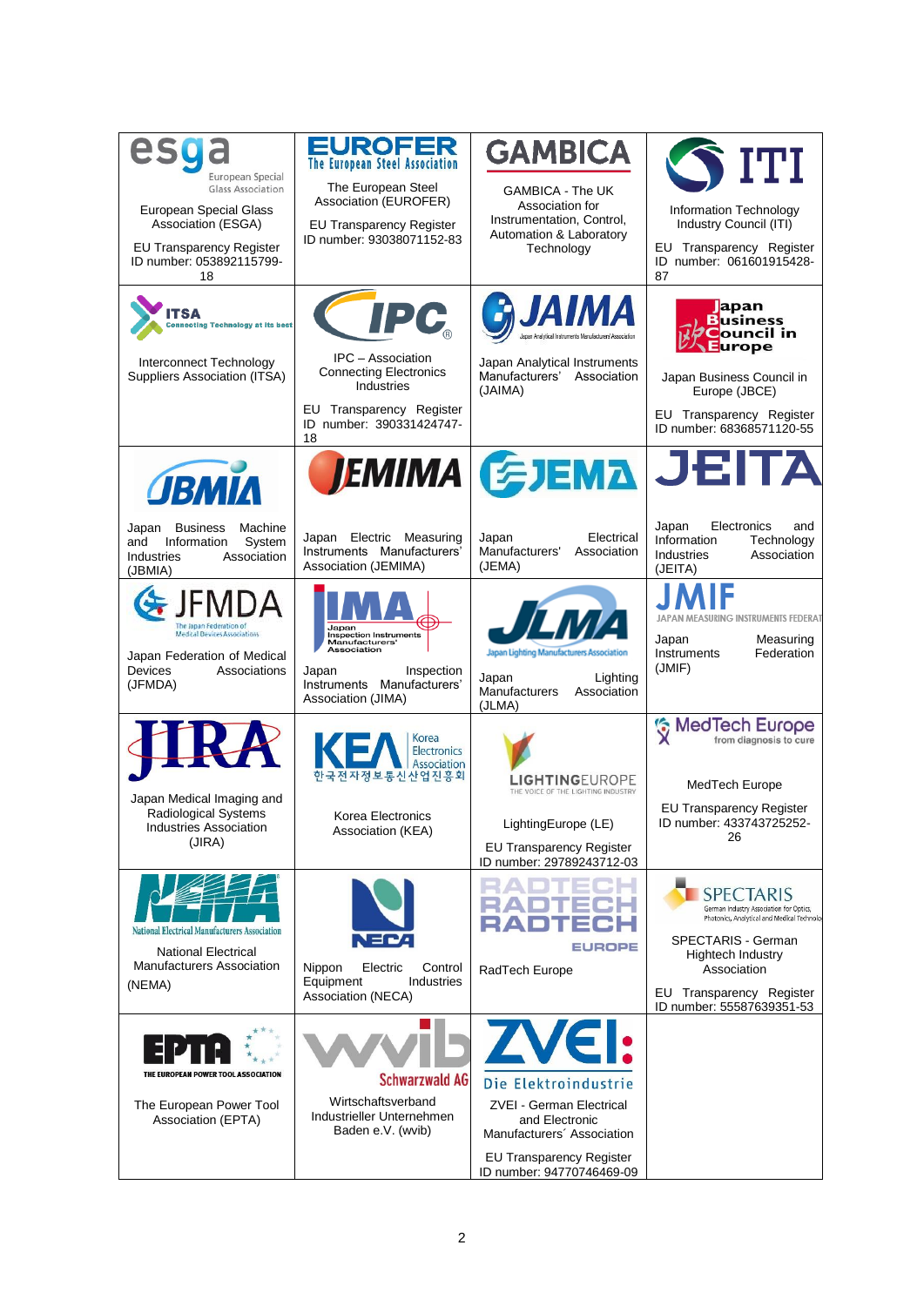| | | | |
|---|---|---|---|
| esga European Special Glass Association<br><br>European Special Glass Association (ESGA)<br><br>EU Transparency Register ID number: 053892115799-18 | EUROFER The European Steel Association<br><br>The European Steel Association (EUROFER)<br><br>EU Transparency Register ID number: 93038071152-83 | GAMBICA<br><br>GAMBICA - The UK Association for Instrumentation, Control, Automation & Laboratory Technology | ITI<br><br>Information Technology Industry Council (ITI)<br><br>EU Transparency Register ID number: 061601915428-87 |
| ITSA Connecting Technology at its best<br><br>Interconnect Technology Suppliers Association (ITSA) | IPC<br><br>IPC – Association Connecting Electronics Industries<br><br>EU Transparency Register ID number: 390331424747-18 | JAIMA Japan Analytical Instruments Manufacturers' Association<br><br>Japan Analytical Instruments Manufacturers' Association (JAIMA) | Japan Business Council in Europe<br><br>Japan Business Council in Europe (JBCE)<br><br>EU Transparency Register ID number: 68368571120-55 |
| JBMIA<br><br>Japan Business Machine and Information System Industries Association (JBMIA) | JEMIMA<br><br>Japan Electric Measuring Instruments Manufacturers' Association (JEMIMA) | JEMA<br><br>Japan Electrical Manufacturers' Association (JEMA) | JEITA<br><br>Japan Electronics and Information Technology Industries Association (JEITA) |
| JFMDA The Japan Federation of Medical Devices Associations<br><br>Japan Federation of Medical Devices Associations (JFMDA) | JIMA Japan Inspection Instruments Manufacturers' Association<br><br>Japan Inspection Instruments Manufacturers' Association (JIMA) | JLMA Japan Lighting Manufacturers Association<br><br>Japan Lighting Manufacturers Association (JLMA) | JMIF JAPAN MEASURING INSTRUMENTS FEDERATION<br><br>Japan Measuring Instruments Federation (JMIF) |
| JIRA<br><br>Japan Medical Imaging and Radiological Systems Industries Association (JIRA) | KEA Korea Electronics Association 한국전자정보통신산업진흥회<br><br>Korea Electronics Association (KEA) | LIGHTINGEUROPE THE VOICE OF THE LIGHTING INDUSTRY<br><br>LightingEurope (LE)<br><br>EU Transparency Register ID number: 29789243712-03 | MedTech Europe from diagnosis to cure<br><br>MedTech Europe<br><br>EU Transparency Register ID number: 433743725252-26 |
| NEMA National Electrical Manufacturers Association<br><br>National Electrical Manufacturers Association (NEMA) | NECA<br><br>Nippon Electric Control Equipment Industries Association (NECA) | RADTECH EUROPE<br><br>RadTech Europe | SPECTARIS German Industry Association for Optics, Photonics, Analytical and Medical Technology<br><br>SPECTARIS - German Hightech Industry Association<br><br>EU Transparency Register ID number: 55587639351-53 |
| EPTA THE EUROPEAN POWER TOOL ASSOCIATION<br><br>The European Power Tool Association (EPTA) | wvib Schwarzwald AG<br><br>Wirtschaftsverband Industrieller Unternehmen Baden e.V. (wvib) | ZVEI: Die Elektroindustrie<br><br>ZVEI - German Electrical and Electronic Manufacturers´ Association<br><br>EU Transparency Register ID number: 94770746469-09 | |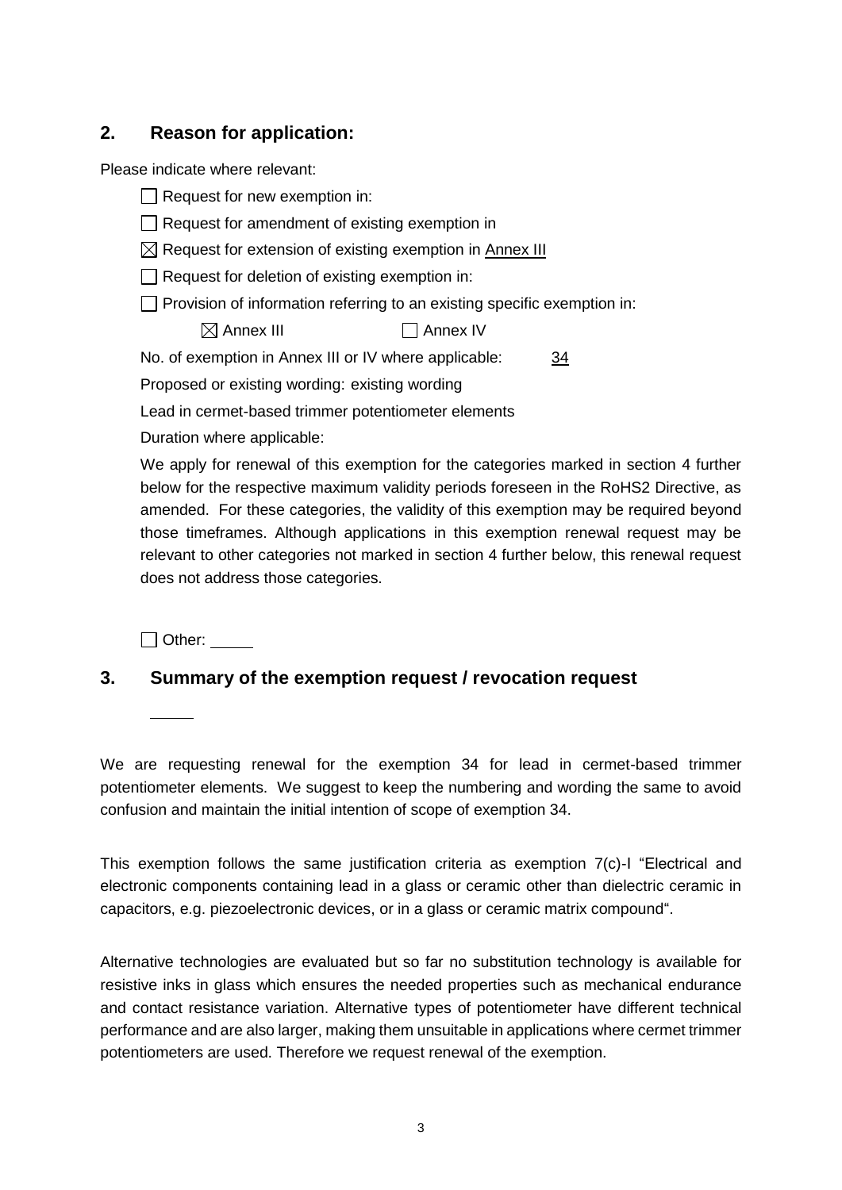## 2. Reason for application:

Please indicate where relevant:

☐ Request for new exemption in:

☐ Request for amendment of existing exemption in

☒ Request for extension of existing exemption in Annex III

☐ Request for deletion of existing exemption in:

☐ Provision of information referring to an existing specific exemption in:

☒ Annex III ☐ Annex IV

No. of exemption in Annex III or IV where applicable: 34

Proposed or existing wording: existing wording

Lead in cermet-based trimmer potentiometer elements

Duration where applicable:

We apply for renewal of this exemption for the categories marked in section 4 further below for the respective maximum validity periods foreseen in the RoHS2 Directive, as amended. For these categories, the validity of this exemption may be required beyond those timeframes. Although applications in this exemption renewal request may be relevant to other categories not marked in section 4 further below, this renewal request does not address those categories.

☐ Other: _____

## 3. Summary of the exemption request / revocation request

_____

We are requesting renewal for the exemption 34 for lead in cermet-based trimmer potentiometer elements. We suggest to keep the numbering and wording the same to avoid confusion and maintain the initial intention of scope of exemption 34.

This exemption follows the same justification criteria as exemption 7(c)-I "Electrical and electronic components containing lead in a glass or ceramic other than dielectric ceramic in capacitors, e.g. piezoelectronic devices, or in a glass or ceramic matrix compound".

Alternative technologies are evaluated but so far no substitution technology is available for resistive inks in glass which ensures the needed properties such as mechanical endurance and contact resistance variation. Alternative types of potentiometer have different technical performance and are also larger, making them unsuitable in applications where cermet trimmer potentiometers are used. Therefore we request renewal of the exemption.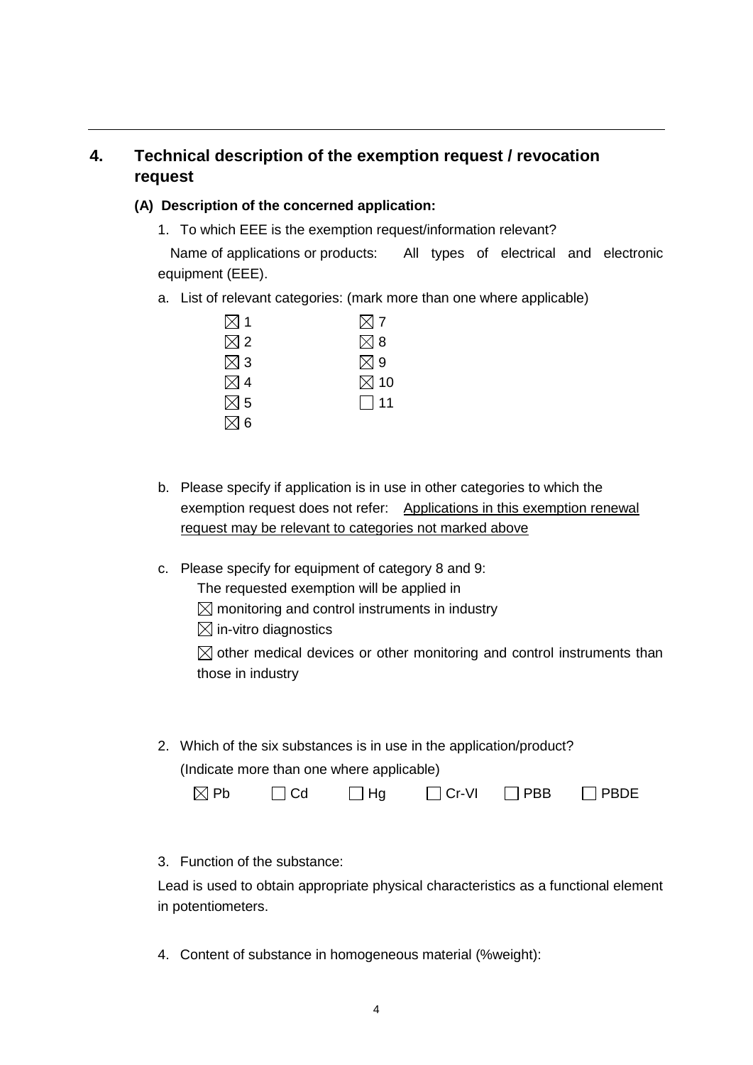## 4. Technical description of the exemption request / revocation request

### (A) Description of the concerned application:

1. To which EEE is the exemption request/information relevant?

   Name of applications or products: All types of electrical and electronic equipment (EEE).

a. List of relevant categories: (mark more than one where applicable)

| | |
|---|---|
| ☒ 1 | ☒ 7 |
| ☒ 2 | ☒ 8 |
| ☒ 3 | ☒ 9 |
| ☒ 4 | ☒ 10 |
| ☒ 5 | ☐ 11 |
| ☒ 6 | |

b. Please specify if application is in use in other categories to which the exemption request does not refer: Applications in this exemption renewal request may be relevant to categories not marked above

c. Please specify for equipment of category 8 and 9:

   The requested exemption will be applied in

   ☒ monitoring and control instruments in industry

   ☒ in-vitro diagnostics

   ☒ other medical devices or other monitoring and control instruments than those in industry

2. Which of the six substances is in use in the application/product?

   (Indicate more than one where applicable)

   ☒ Pb ☐ Cd ☐ Hg ☐ Cr-VI ☐ PBB ☐ PBDE

3. Function of the substance:

   Lead is used to obtain appropriate physical characteristics as a functional element in potentiometers.

4. Content of substance in homogeneous material (%weight):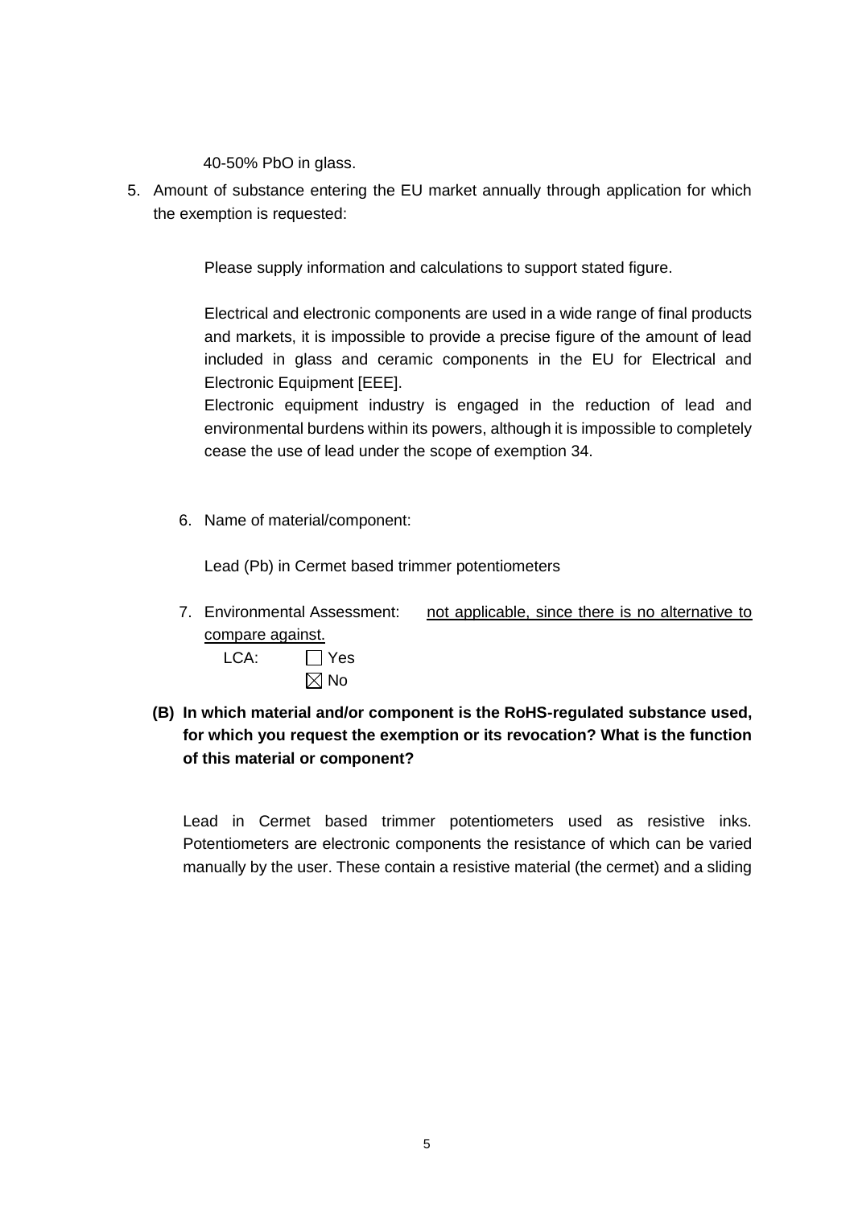40-50% PbO in glass.

5. Amount of substance entering the EU market annually through application for which the exemption is requested:

   Please supply information and calculations to support stated figure.

   Electrical and electronic components are used in a wide range of final products and markets, it is impossible to provide a precise figure of the amount of lead included in glass and ceramic components in the EU for Electrical and Electronic Equipment [EEE].

   Electronic equipment industry is engaged in the reduction of lead and environmental burdens within its powers, although it is impossible to completely cease the use of lead under the scope of exemption 34.

6. Name of material/component:

   Lead (Pb) in Cermet based trimmer potentiometers

7. Environmental Assessment: not applicable, since there is no alternative to compare against.

   LCA: ☐ Yes
   ☒ No

**(B) In which material and/or component is the RoHS-regulated substance used, for which you request the exemption or its revocation? What is the function of this material or component?**

Lead in Cermet based trimmer potentiometers used as resistive inks. Potentiometers are electronic components the resistance of which can be varied manually by the user. These contain a resistive material (the cermet) and a sliding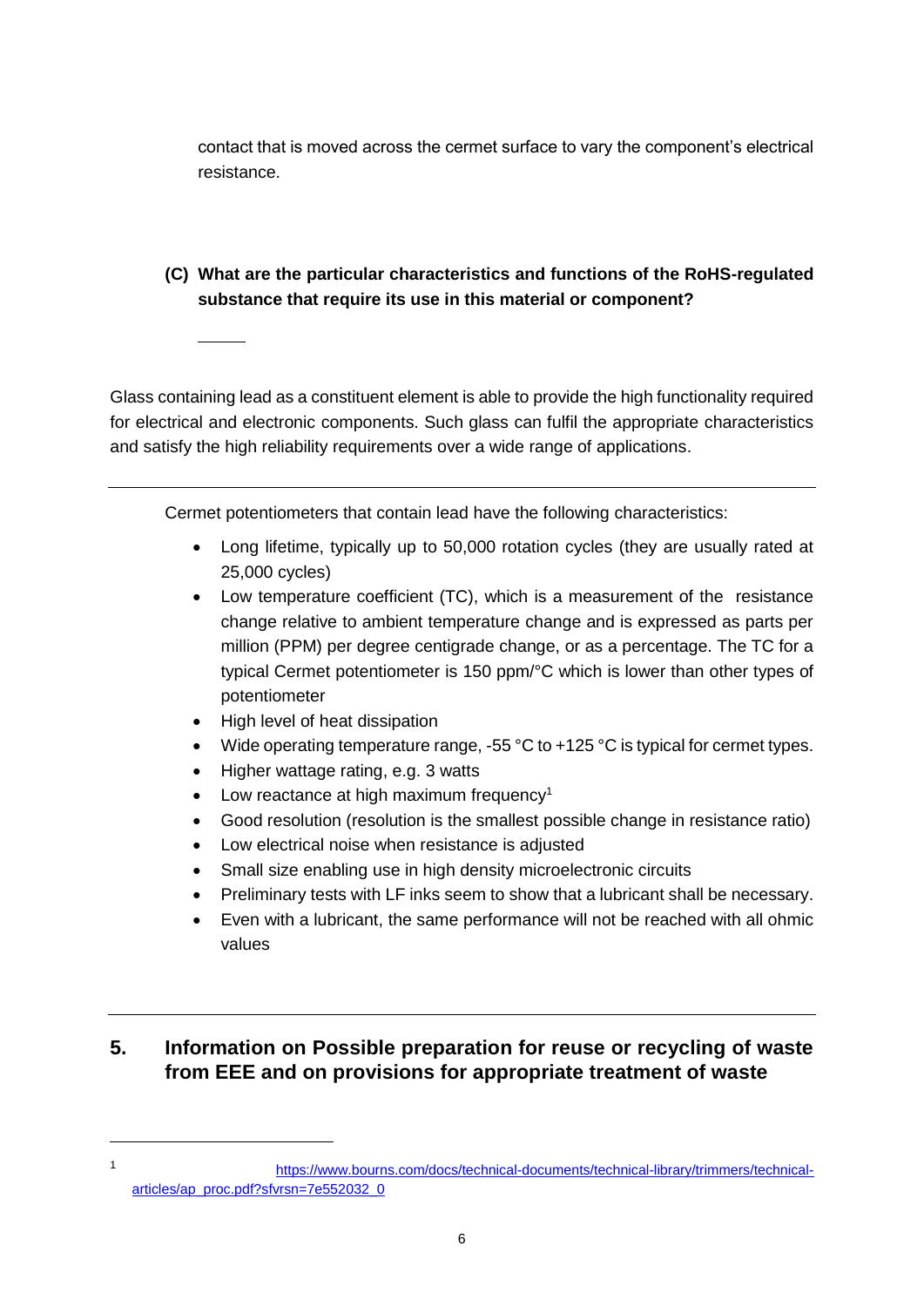contact that is moved across the cermet surface to vary the component's electrical resistance.

**(C) What are the particular characteristics and functions of the RoHS-regulated substance that require its use in this material or component?**

Glass containing lead as a constituent element is able to provide the high functionality required for electrical and electronic components. Such glass can fulfil the appropriate characteristics and satisfy the high reliability requirements over a wide range of applications.

---

Cermet potentiometers that contain lead have the following characteristics:

- Long lifetime, typically up to 50,000 rotation cycles (they are usually rated at 25,000 cycles)
- Low temperature coefficient (TC), which is a measurement of the resistance change relative to ambient temperature change and is expressed as parts per million (PPM) per degree centigrade change, or as a percentage. The TC for a typical Cermet potentiometer is 150 ppm/°C which is lower than other types of potentiometer
- High level of heat dissipation
- Wide operating temperature range, -55 °C to +125 °C is typical for cermet types.
- Higher wattage rating, e.g. 3 watts
- Low reactance at high maximum frequency[1]
- Good resolution (resolution is the smallest possible change in resistance ratio)
- Low electrical noise when resistance is adjusted
- Small size enabling use in high density microelectronic circuits
- Preliminary tests with LF inks seem to show that a lubricant shall be necessary.
- Even with a lubricant, the same performance will not be reached with all ohmic values

---

## 5. Information on Possible preparation for reuse or recycling of waste from EEE and on provisions for appropriate treatment of waste

[1] https://www.bourns.com/docs/technical-documents/technical-library/trimmers/technical-articles/ap_proc.pdf?sfvrsn=7e552032_0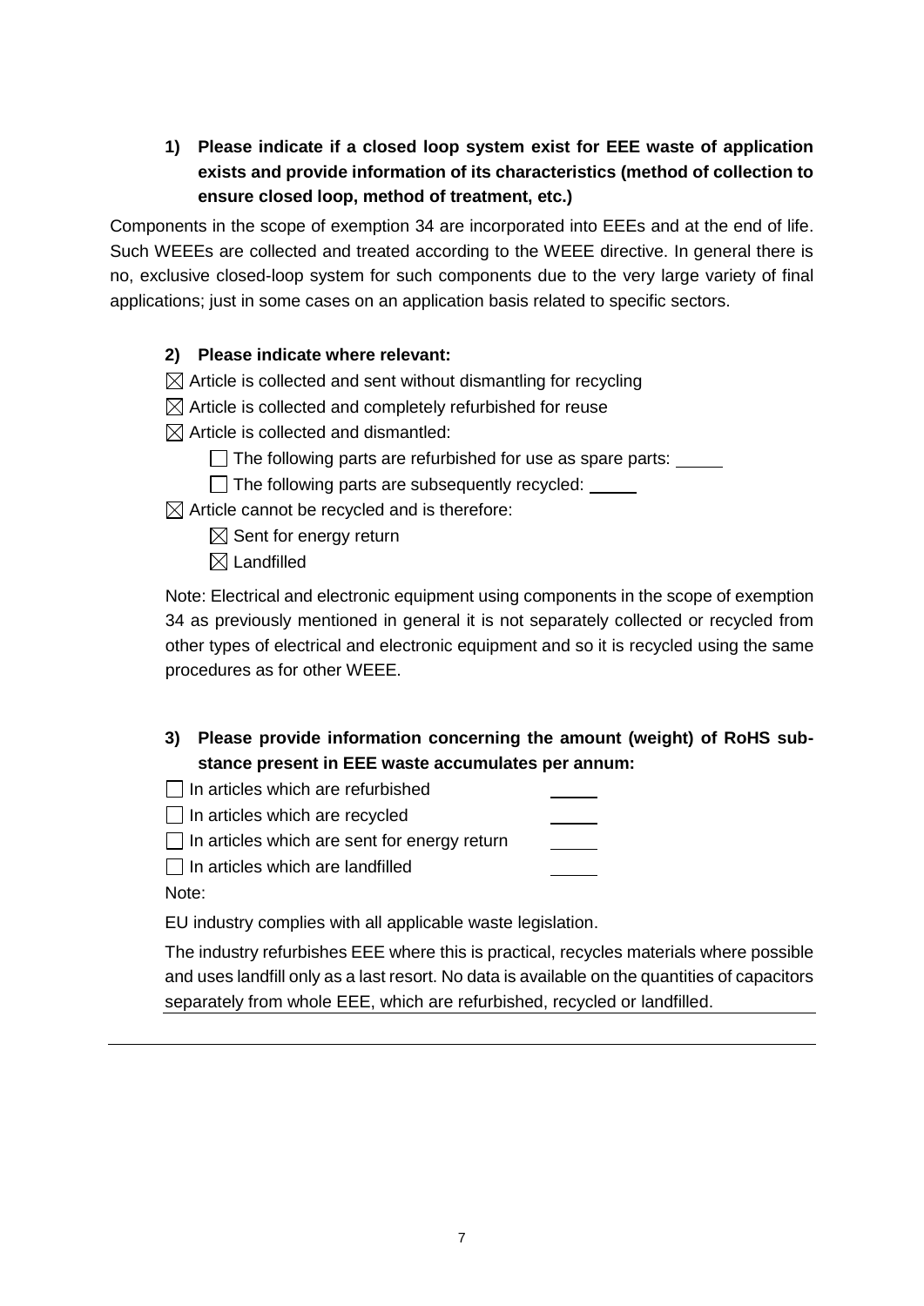**1) Please indicate if a closed loop system exist for EEE waste of application exists and provide information of its characteristics (method of collection to ensure closed loop, method of treatment, etc.)**

Components in the scope of exemption 34 are incorporated into EEEs and at the end of life. Such WEEEs are collected and treated according to the WEEE directive. In general there is no, exclusive closed-loop system for such components due to the very large variety of final applications; just in some cases on an application basis related to specific sectors.

**2) Please indicate where relevant:**

☒ Article is collected and sent without dismantling for recycling

☒ Article is collected and completely refurbished for reuse

☒ Article is collected and dismantled:

- ☐ The following parts are refurbished for use as spare parts: _____
- ☐ The following parts are subsequently recycled: _____

☒ Article cannot be recycled and is therefore:

- ☒ Sent for energy return
- ☒ Landfilled

Note: Electrical and electronic equipment using components in the scope of exemption 34 as previously mentioned in general it is not separately collected or recycled from other types of electrical and electronic equipment and so it is recycled using the same procedures as for other WEEE.

**3) Please provide information concerning the amount (weight) of RoHS substance present in EEE waste accumulates per annum:**

☐ In articles which are refurbished _____

☐ In articles which are recycled _____

☐ In articles which are sent for energy return _____

☐ In articles which are landfilled _____

Note:

EU industry complies with all applicable waste legislation.

The industry refurbishes EEE where this is practical, recycles materials where possible and uses landfill only as a last resort. No data is available on the quantities of capacitors separately from whole EEE, which are refurbished, recycled or landfilled.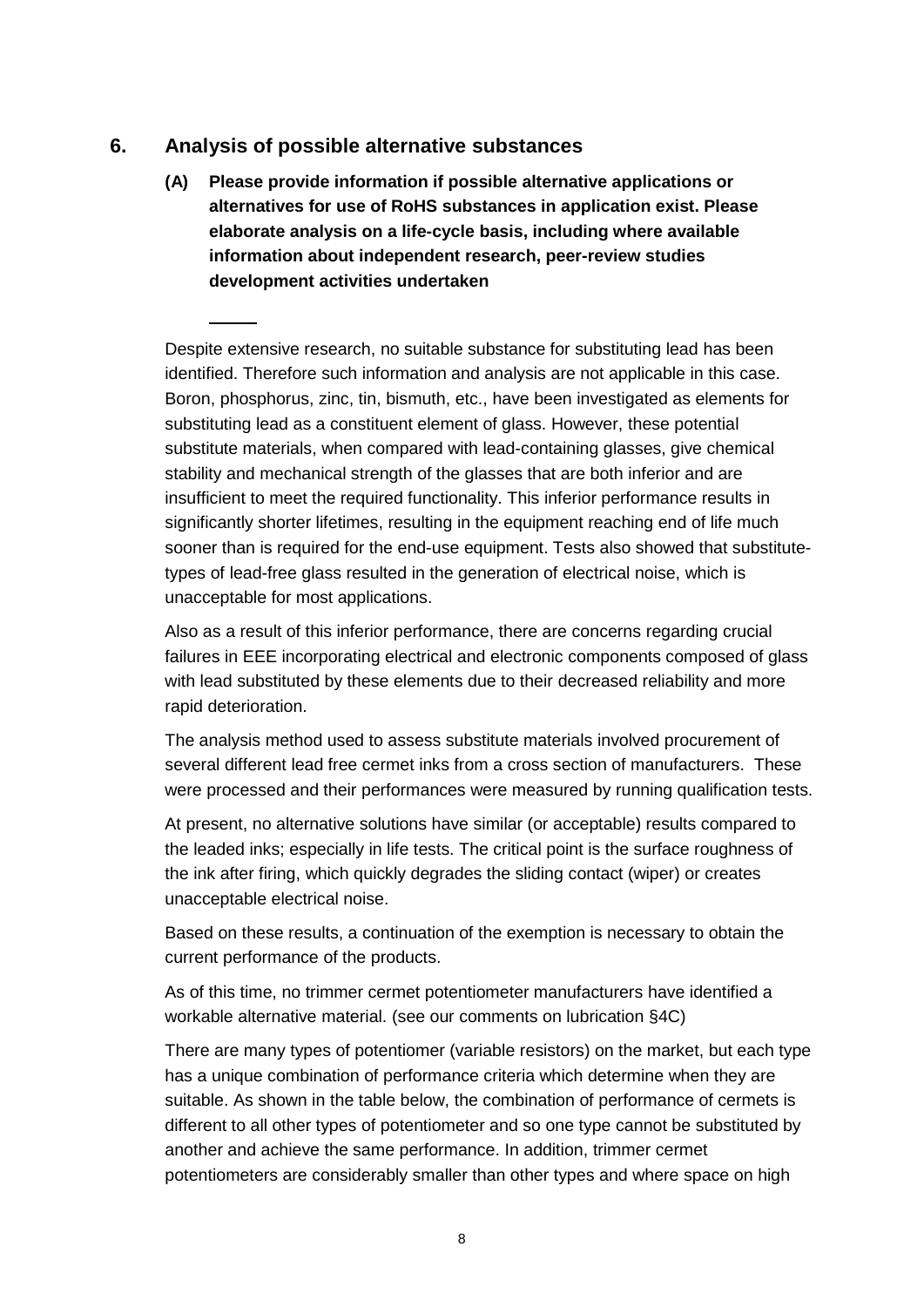## 6. Analysis of possible alternative substances

**(A) Please provide information if possible alternative applications or alternatives for use of RoHS substances in application exist. Please elaborate analysis on a life-cycle basis, including where available information about independent research, peer-review studies development activities undertaken**

Despite extensive research, no suitable substance for substituting lead has been identified. Therefore such information and analysis are not applicable in this case. Boron, phosphorus, zinc, tin, bismuth, etc., have been investigated as elements for substituting lead as a constituent element of glass. However, these potential substitute materials, when compared with lead-containing glasses, give chemical stability and mechanical strength of the glasses that are both inferior and are insufficient to meet the required functionality. This inferior performance results in significantly shorter lifetimes, resulting in the equipment reaching end of life much sooner than is required for the end-use equipment. Tests also showed that substitute-types of lead-free glass resulted in the generation of electrical noise, which is unacceptable for most applications.

Also as a result of this inferior performance, there are concerns regarding crucial failures in EEE incorporating electrical and electronic components composed of glass with lead substituted by these elements due to their decreased reliability and more rapid deterioration.

The analysis method used to assess substitute materials involved procurement of several different lead free cermet inks from a cross section of manufacturers. These were processed and their performances were measured by running qualification tests.

At present, no alternative solutions have similar (or acceptable) results compared to the leaded inks; especially in life tests. The critical point is the surface roughness of the ink after firing, which quickly degrades the sliding contact (wiper) or creates unacceptable electrical noise.

Based on these results, a continuation of the exemption is necessary to obtain the current performance of the products.

As of this time, no trimmer cermet potentiometer manufacturers have identified a workable alternative material. (see our comments on lubrication §4C)

There are many types of potentiomer (variable resistors) on the market, but each type has a unique combination of performance criteria which determine when they are suitable. As shown in the table below, the combination of performance of cermets is different to all other types of potentiometer and so one type cannot be substituted by another and achieve the same performance. In addition, trimmer cermet potentiometers are considerably smaller than other types and where space on high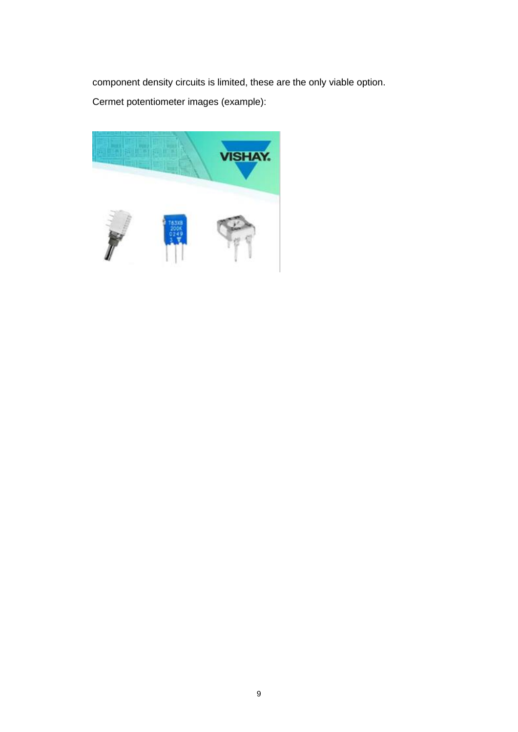component density circuits is limited, these are the only viable option.

Cermet potentiometer images (example):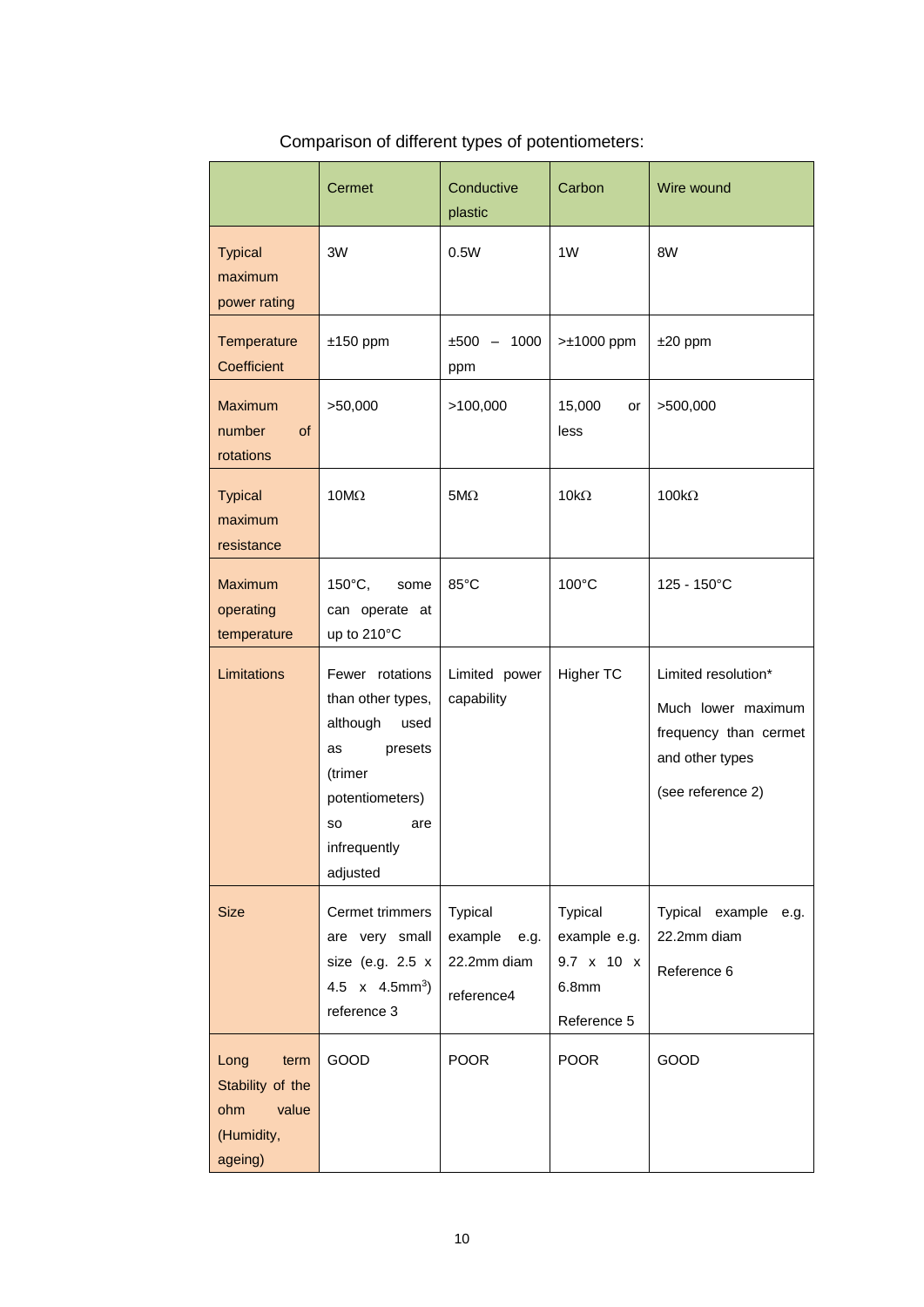Comparison of different types of potentiometers:

| | Cermet | Conductive plastic | Carbon | Wire wound |
|---|---|---|---|---|
| Typical maximum power rating | 3W | 0.5W | 1W | 8W |
| Temperature Coefficient | ±150 ppm | ±500 – 1000 ppm | >±1000 ppm | ±20 ppm |
| Maximum number of rotations | >50,000 | >100,000 | 15,000 or less | >500,000 |
| Typical maximum resistance | 10MΩ | 5MΩ | 10kΩ | 100kΩ |
| Maximum operating temperature | 150°C, some can operate at up to 210°C | 85°C | 100°C | 125 - 150°C |
| Limitations | Fewer rotations than other types, although used as presets (trimer potentiometers) so are infrequently adjusted | Limited power capability | Higher TC | Limited resolution*<br>Much lower maximum frequency than cermet and other types<br>(see reference 2) |
| Size | Cermet trimmers are very small size (e.g. 2.5 x 4.5 x 4.5mm$^3$) reference 3 | Typical example e.g. 22.2mm diam<br>reference4 | Typical example e.g. 9.7 x 10 x 6.8mm<br>Reference 5 | Typical example e.g. 22.2mm diam<br>Reference 6 |
| Long term Stability of the ohm value (Humidity, ageing) | GOOD | POOR | POOR | GOOD |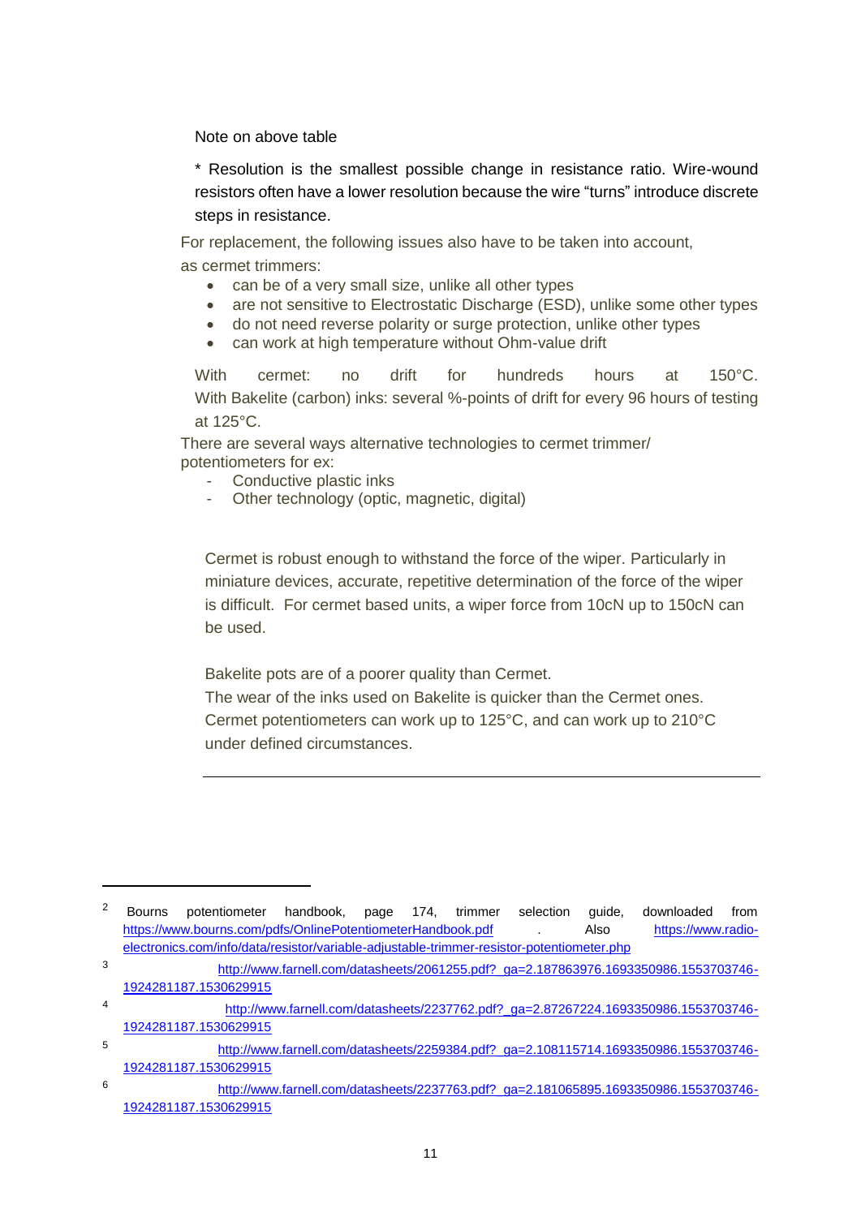Note on above table

* Resolution is the smallest possible change in resistance ratio. Wire-wound resistors often have a lower resolution because the wire "turns" introduce discrete steps in resistance.

For replacement, the following issues also have to be taken into account, as cermet trimmers:

- can be of a very small size, unlike all other types
- are not sensitive to Electrostatic Discharge (ESD), unlike some other types
- do not need reverse polarity or surge protection, unlike other types
- can work at high temperature without Ohm-value drift

With cermet: no drift for hundreds hours at 150°C. With Bakelite (carbon) inks: several %-points of drift for every 96 hours of testing at 125°C.

There are several ways alternative technologies to cermet trimmer/ potentiometers for ex:

- Conductive plastic inks
- Other technology (optic, magnetic, digital)

Cermet is robust enough to withstand the force of the wiper. Particularly in miniature devices, accurate, repetitive determination of the force of the wiper is difficult. For cermet based units, a wiper force from 10cN up to 150cN can be used.

Bakelite pots are of a poorer quality than Cermet.
The wear of the inks used on Bakelite is quicker than the Cermet ones.
Cermet potentiometers can work up to 125°C, and can work up to 210°C under defined circumstances.

---

[2] Bourns potentiometer handbook, page 174, trimmer selection guide, downloaded from https://www.bourns.com/pdfs/OnlinePotentiometerHandbook.pdf . Also https://www.radio-electronics.com/info/data/resistor/variable-adjustable-trimmer-resistor-potentiometer.php

[3] http://www.farnell.com/datasheets/2061255.pdf?_ga=2.187863976.1693350986.1553703746-1924281187.1530629915

[4] http://www.farnell.com/datasheets/2237762.pdf?_ga=2.87267224.1693350986.1553703746-1924281187.1530629915

[5] http://www.farnell.com/datasheets/2259384.pdf?_ga=2.108115714.1693350986.1553703746-1924281187.1530629915

[6] http://www.farnell.com/datasheets/2237763.pdf?_ga=2.181065895.1693350986.1553703746-1924281187.1530629915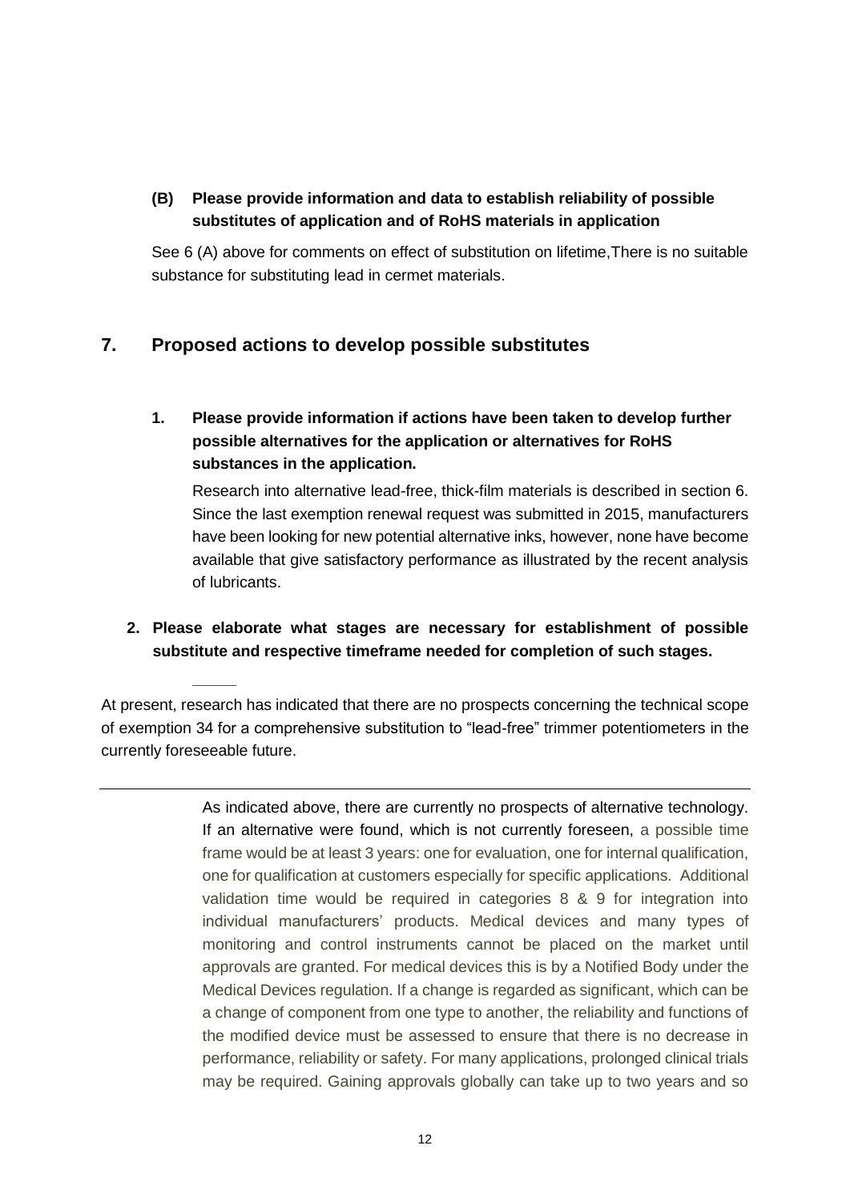**(B) Please provide information and data to establish reliability of possible substitutes of application and of RoHS materials in application**

See 6 (A) above for comments on effect of substitution on lifetime,There is no suitable substance for substituting lead in cermet materials.

## 7. Proposed actions to develop possible substitutes

**1. Please provide information if actions have been taken to develop further possible alternatives for the application or alternatives for RoHS substances in the application.**

Research into alternative lead-free, thick-film materials is described in section 6. Since the last exemption renewal request was submitted in 2015, manufacturers have been looking for new potential alternative inks, however, none have become available that give satisfactory performance as illustrated by the recent analysis of lubricants.

**2. Please elaborate what stages are necessary for establishment of possible substitute and respective timeframe needed for completion of such stages.**

At present, research has indicated that there are no prospects concerning the technical scope of exemption 34 for a comprehensive substitution to "lead-free" trimmer potentiometers in the currently foreseeable future.

---

As indicated above, there are currently no prospects of alternative technology. If an alternative were found, which is not currently foreseen, a possible time frame would be at least 3 years: one for evaluation, one for internal qualification, one for qualification at customers especially for specific applications. Additional validation time would be required in categories 8 & 9 for integration into individual manufacturers' products. Medical devices and many types of monitoring and control instruments cannot be placed on the market until approvals are granted. For medical devices this is by a Notified Body under the Medical Devices regulation. If a change is regarded as significant, which can be a change of component from one type to another, the reliability and functions of the modified device must be assessed to ensure that there is no decrease in performance, reliability or safety. For many applications, prolonged clinical trials may be required. Gaining approvals globally can take up to two years and so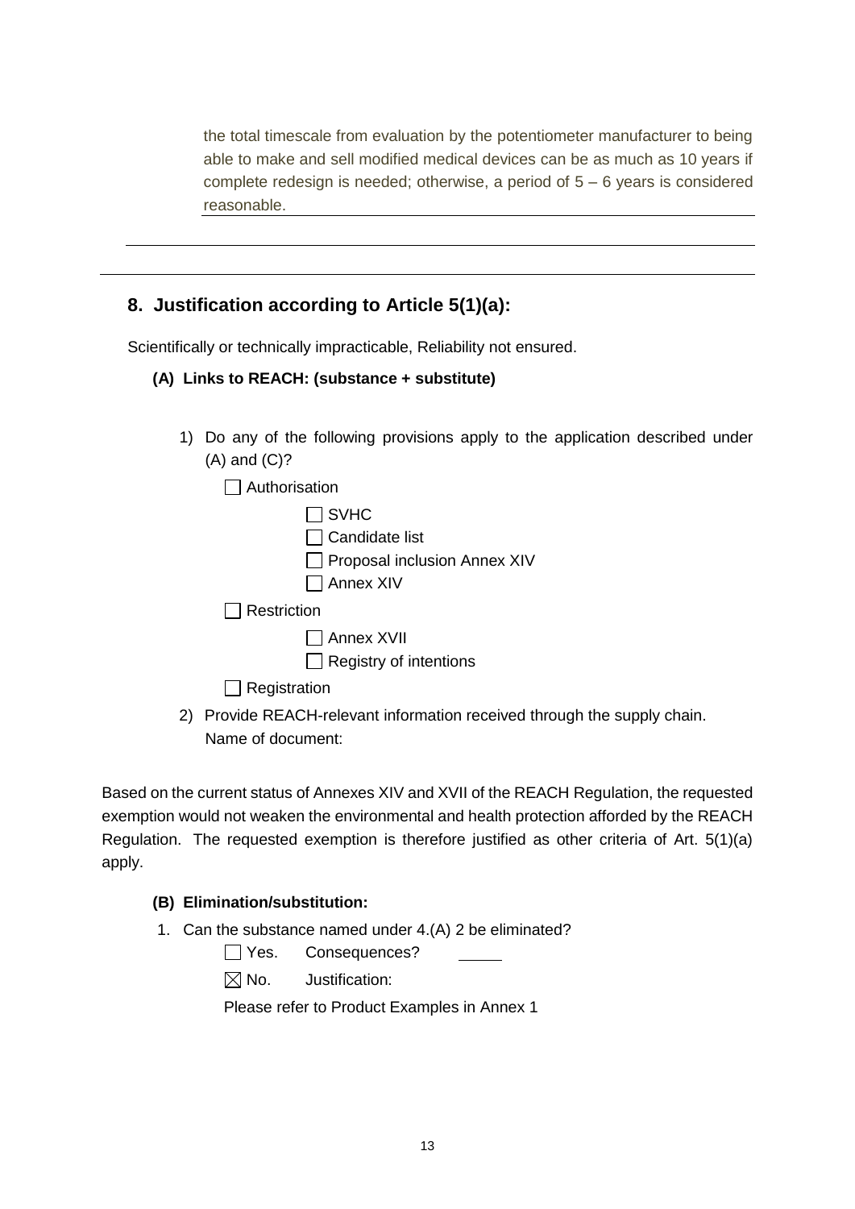the total timescale from evaluation by the potentiometer manufacturer to being able to make and sell modified medical devices can be as much as 10 years if complete redesign is needed; otherwise, a period of 5 – 6 years is considered reasonable.

## 8. Justification according to Article 5(1)(a):

Scientifically or technically impracticable, Reliability not ensured.

### (A) Links to REACH: (substance + substitute)

1) Do any of the following provisions apply to the application described under (A) and (C)?

☐ Authorisation

☐ SVHC

☐ Candidate list

☐ Proposal inclusion Annex XIV

☐ Annex XIV

☐ Restriction

☐ Annex XVII

☐ Registry of intentions

☐ Registration

2) Provide REACH-relevant information received through the supply chain.
Name of document:

Based on the current status of Annexes XIV and XVII of the REACH Regulation, the requested exemption would not weaken the environmental and health protection afforded by the REACH Regulation. The requested exemption is therefore justified as other criteria of Art. 5(1)(a) apply.

### (B) Elimination/substitution:

1. Can the substance named under 4.(A) 2 be eliminated?

☐ Yes. Consequences? _____

☒ No. Justification:

Please refer to Product Examples in Annex 1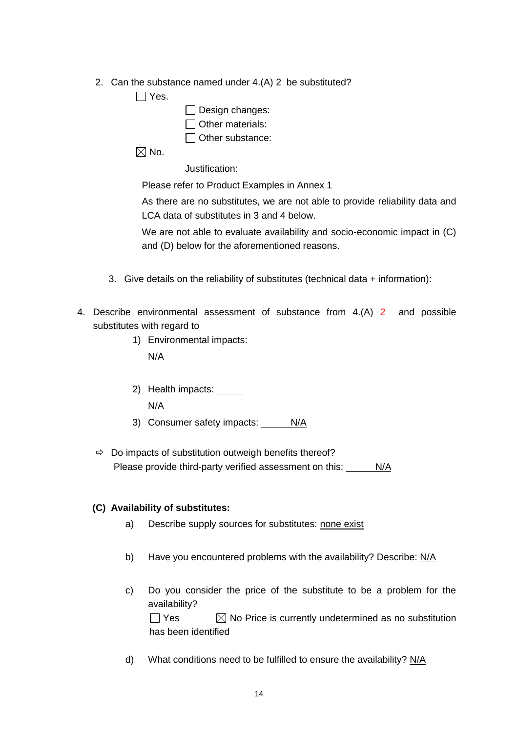2. Can the substance named under 4.(A) 2 be substituted?

   ☐ Yes.

   - ☐ Design changes:
   - ☐ Other materials:
   - ☐ Other substance:

   ☒ No.

   Justification:

   Please refer to Product Examples in Annex 1

   As there are no substitutes, we are not able to provide reliability data and LCA data of substitutes in 3 and 4 below.

   We are not able to evaluate availability and socio-economic impact in (C) and (D) below for the aforementioned reasons.

3. Give details on the reliability of substitutes (technical data + information):

4. Describe environmental assessment of substance from 4.(A) 2 and possible substitutes with regard to

   1) Environmental impacts:

      N/A

   2) Health impacts: \_\_\_\_\_

      N/A

   3) Consumer safety impacts: N/A

⇨ Do impacts of substitution outweigh benefits thereof?
Please provide third-party verified assessment on this: N/A

**(C) Availability of substitutes:**

a) Describe supply sources for substitutes: none exist

b) Have you encountered problems with the availability? Describe: N/A

c) Do you consider the price of the substitute to be a problem for the availability?

   ☐ Yes ☒ No Price is currently undetermined as no substitution has been identified

d) What conditions need to be fulfilled to ensure the availability? N/A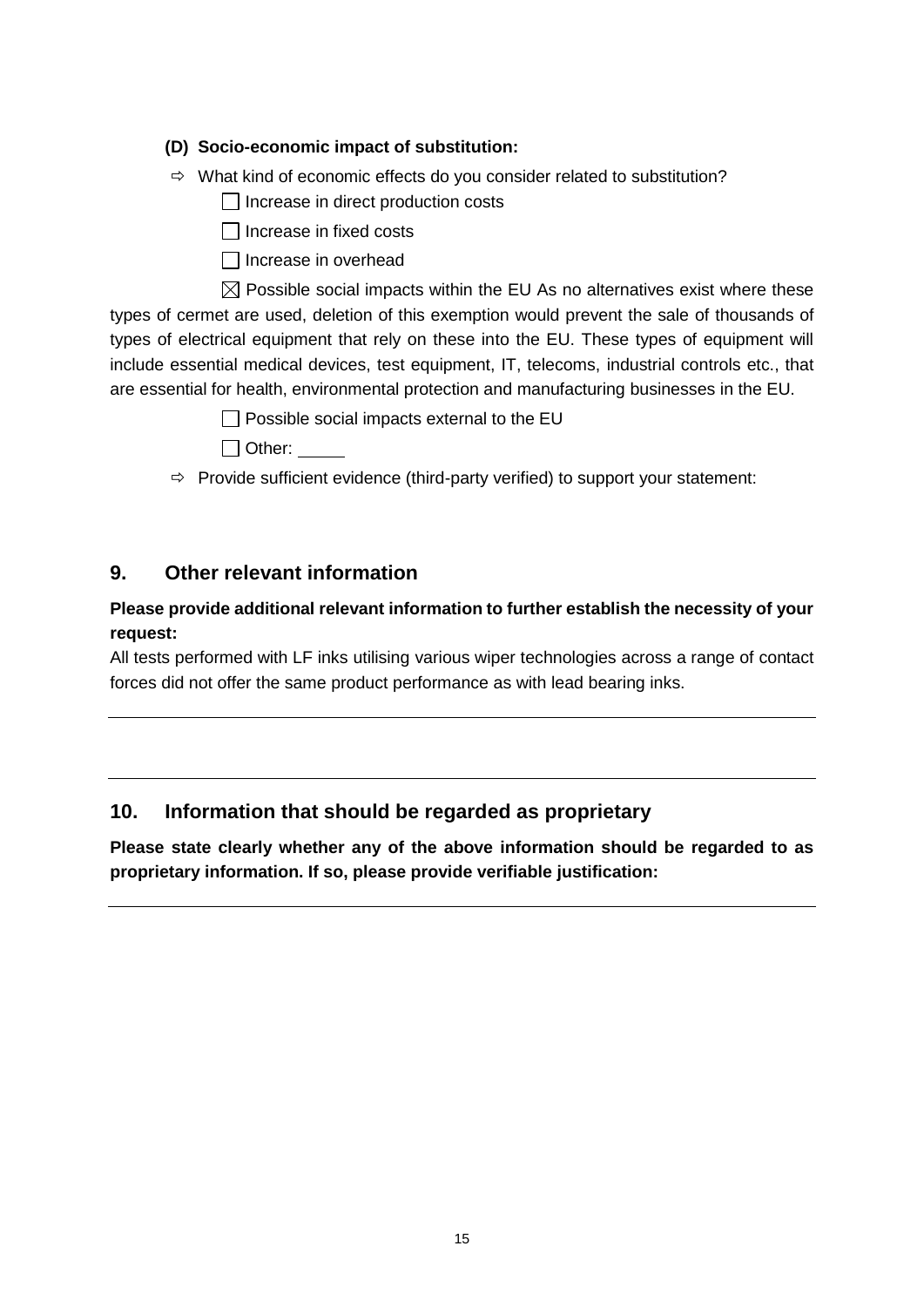**(D) Socio-economic impact of substitution:**

⇨ What kind of economic effects do you consider related to substitution?

☐ Increase in direct production costs

☐ Increase in fixed costs

☐ Increase in overhead

☒ Possible social impacts within the EU As no alternatives exist where these types of cermet are used, deletion of this exemption would prevent the sale of thousands of types of electrical equipment that rely on these into the EU. These types of equipment will include essential medical devices, test equipment, IT, telecoms, industrial controls etc., that are essential for health, environmental protection and manufacturing businesses in the EU.

☐ Possible social impacts external to the EU

☐ Other: _____

⇨ Provide sufficient evidence (third-party verified) to support your statement:

## 9. Other relevant information

**Please provide additional relevant information to further establish the necessity of your request:**

All tests performed with LF inks utilising various wiper technologies across a range of contact forces did not offer the same product performance as with lead bearing inks.

---

---

## 10. Information that should be regarded as proprietary

**Please state clearly whether any of the above information should be regarded to as proprietary information. If so, please provide verifiable justification:**

---